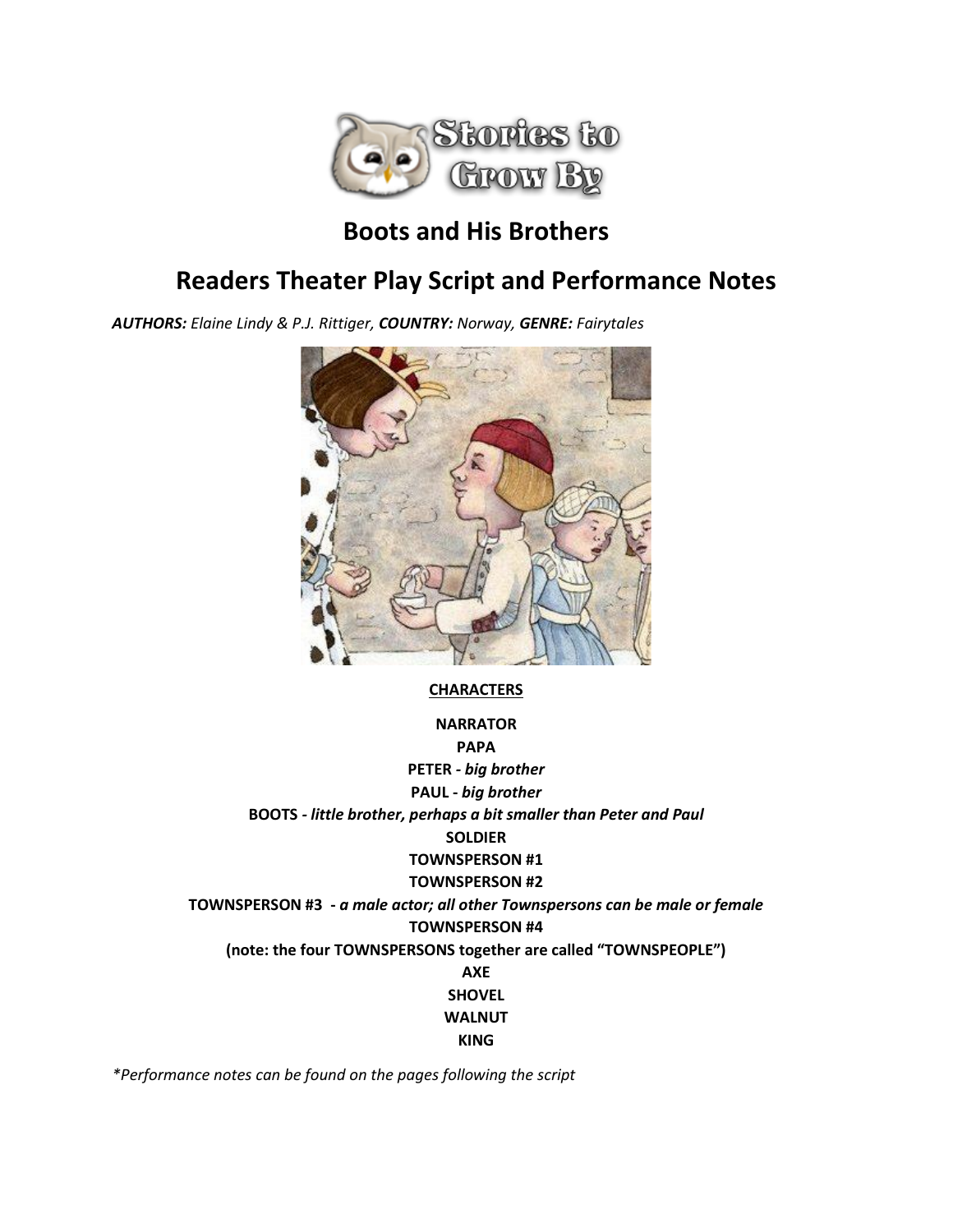# Boots and His Brothers

## Readers Theater Play Script and Performance Notes

***AUTHORS:** Elaine Lindy & P.J. Rittiger, **COUNTRY:** Norway, **GENRE:** Fairytales*

**CHARACTERS**

**NARRATOR**
**PAPA**
**PETER -** ***big brother***
**PAUL -** ***big brother***
**BOOTS -** ***little brother, perhaps a bit smaller than Peter and Paul***
**SOLDIER**
**TOWNSPERSON #1**
**TOWNSPERSON #2**
**TOWNSPERSON #3 -** ***a male actor; all other Townspersons can be male or female***
**TOWNSPERSON #4**
**(note: the four TOWNSPERSONS together are called "TOWNSPEOPLE")**
**AXE**
**SHOVEL**
**WALNUT**
**KING**

*\*Performance notes can be found on the pages following the script*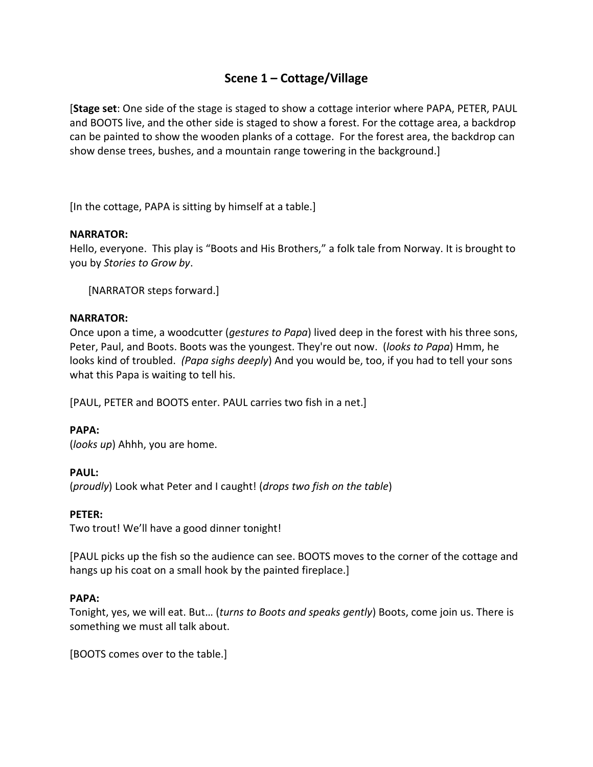## Scene 1 – Cottage/Village

[**Stage set**: One side of the stage is staged to show a cottage interior where PAPA, PETER, PAUL and BOOTS live, and the other side is staged to show a forest. For the cottage area, a backdrop can be painted to show the wooden planks of a cottage. For the forest area, the backdrop can show dense trees, bushes, and a mountain range towering in the background.]

[In the cottage, PAPA is sitting by himself at a table.]

**NARRATOR:**
Hello, everyone. This play is "Boots and His Brothers," a folk tale from Norway. It is brought to you by *Stories to Grow by*.

[NARRATOR steps forward.]

**NARRATOR:**
Once upon a time, a woodcutter (*gestures to Papa*) lived deep in the forest with his three sons, Peter, Paul, and Boots. Boots was the youngest. They're out now. (*looks to Papa*) Hmm, he looks kind of troubled. *(Papa sighs deeply*) And you would be, too, if you had to tell your sons what this Papa is waiting to tell his.

[PAUL, PETER and BOOTS enter. PAUL carries two fish in a net.]

**PAPA:**
(*looks up*) Ahhh, you are home.

**PAUL:**
(*proudly*) Look what Peter and I caught! (*drops two fish on the table*)

**PETER:**
Two trout! We'll have a good dinner tonight!

[PAUL picks up the fish so the audience can see. BOOTS moves to the corner of the cottage and hangs up his coat on a small hook by the painted fireplace.]

**PAPA:**
Tonight, yes, we will eat. But… (*turns to Boots and speaks gently*) Boots, come join us. There is something we must all talk about.

[BOOTS comes over to the table.]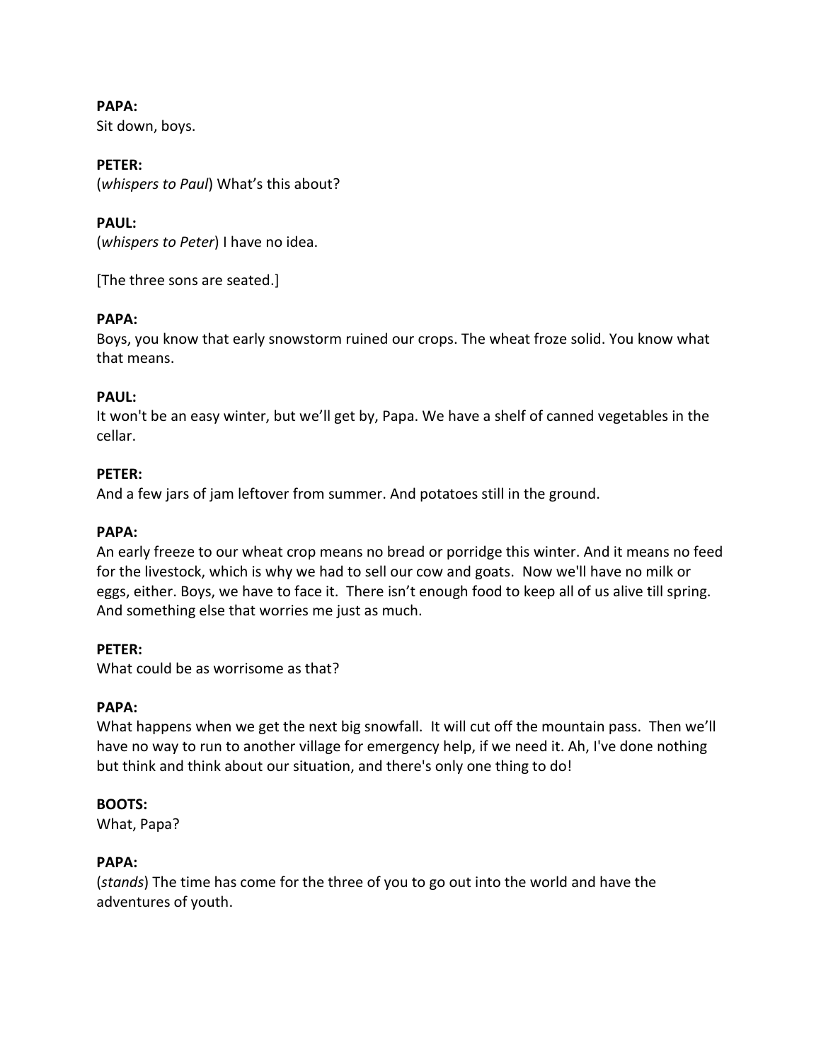**PAPA:**
Sit down, boys.

**PETER:**
(*whispers to Paul*) What's this about?

**PAUL:**
(*whispers to Peter*) I have no idea.

[The three sons are seated.]

**PAPA:**
Boys, you know that early snowstorm ruined our crops. The wheat froze solid. You know what that means.

**PAUL:**
It won't be an easy winter, but we'll get by, Papa. We have a shelf of canned vegetables in the cellar.

**PETER:**
And a few jars of jam leftover from summer. And potatoes still in the ground.

**PAPA:**
An early freeze to our wheat crop means no bread or porridge this winter. And it means no feed for the livestock, which is why we had to sell our cow and goats. Now we'll have no milk or eggs, either. Boys, we have to face it. There isn't enough food to keep all of us alive till spring. And something else that worries me just as much.

**PETER:**
What could be as worrisome as that?

**PAPA:**
What happens when we get the next big snowfall. It will cut off the mountain pass. Then we'll have no way to run to another village for emergency help, if we need it. Ah, I've done nothing but think and think about our situation, and there's only one thing to do!

**BOOTS:**
What, Papa?

**PAPA:**
(*stands*) The time has come for the three of you to go out into the world and have the adventures of youth.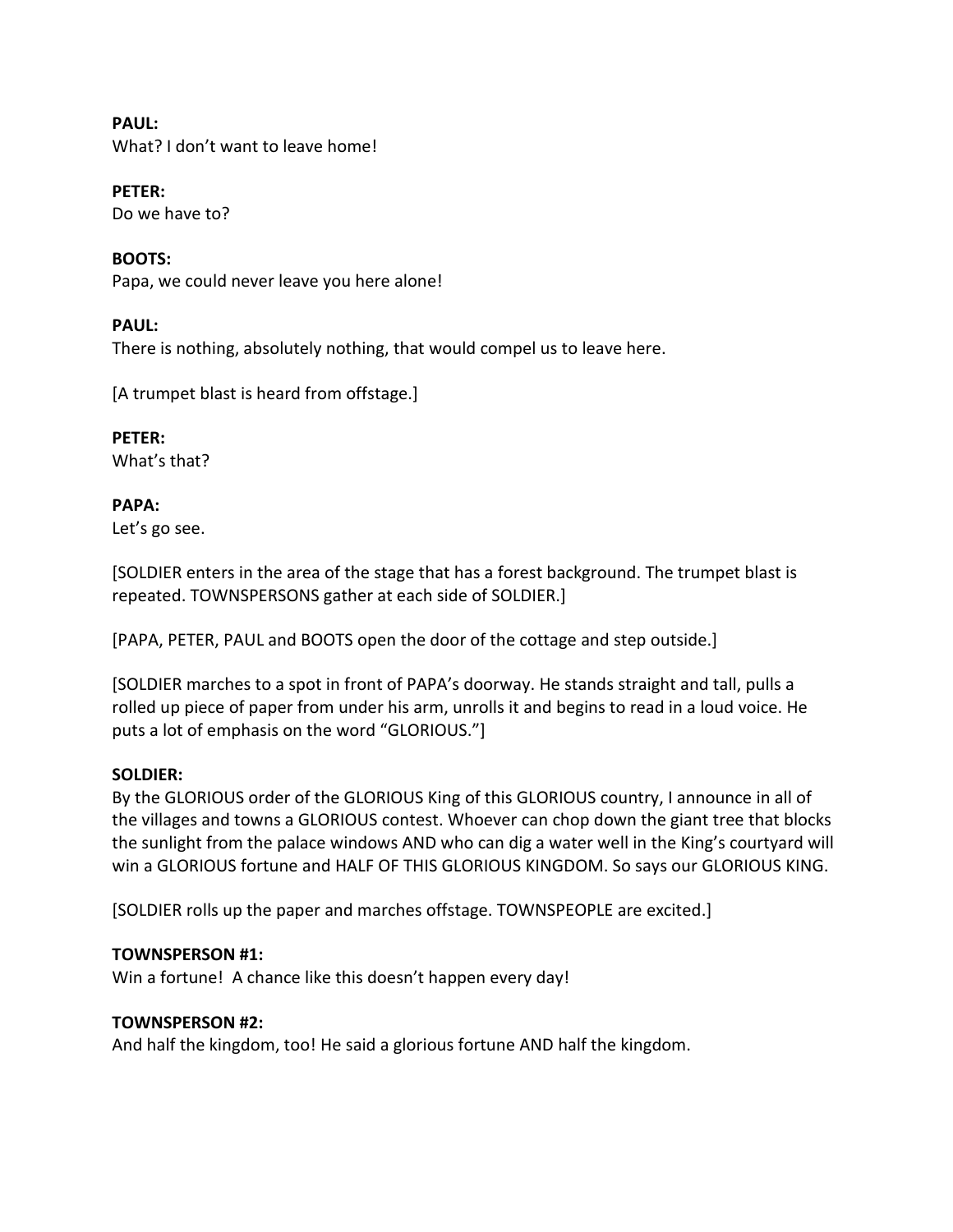**PAUL:**
What? I don’t want to leave home!

**PETER:**
Do we have to?

**BOOTS:**
Papa, we could never leave you here alone!

**PAUL:**
There is nothing, absolutely nothing, that would compel us to leave here.

[A trumpet blast is heard from offstage.]

**PETER:**
What’s that?

**PAPA:**
Let’s go see.

[SOLDIER enters in the area of the stage that has a forest background. The trumpet blast is repeated. TOWNSPERSONS gather at each side of SOLDIER.]

[PAPA, PETER, PAUL and BOOTS open the door of the cottage and step outside.]

[SOLDIER marches to a spot in front of PAPA’s doorway. He stands straight and tall, pulls a rolled up piece of paper from under his arm, unrolls it and begins to read in a loud voice. He puts a lot of emphasis on the word “GLORIOUS.”]

**SOLDIER:**
By the GLORIOUS order of the GLORIOUS King of this GLORIOUS country, I announce in all of the villages and towns a GLORIOUS contest. Whoever can chop down the giant tree that blocks the sunlight from the palace windows AND who can dig a water well in the King’s courtyard will win a GLORIOUS fortune and HALF OF THIS GLORIOUS KINGDOM. So says our GLORIOUS KING.

[SOLDIER rolls up the paper and marches offstage. TOWNSPEOPLE are excited.]

**TOWNSPERSON #1:**
Win a fortune! A chance like this doesn’t happen every day!

**TOWNSPERSON #2:**
And half the kingdom, too! He said a glorious fortune AND half the kingdom.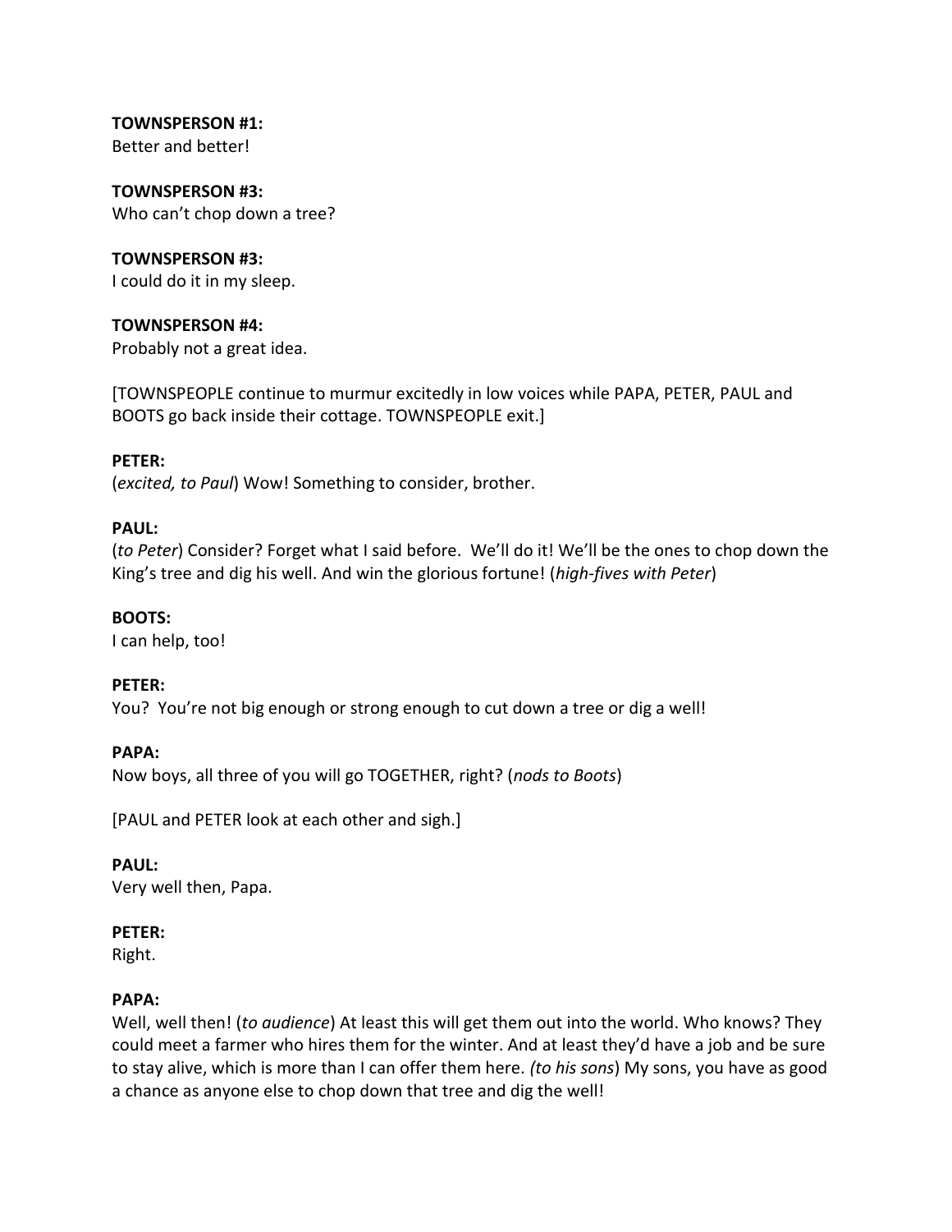**TOWNSPERSON #1:**
Better and better!

**TOWNSPERSON #3:**
Who can't chop down a tree?

**TOWNSPERSON #3:**
I could do it in my sleep.

**TOWNSPERSON #4:**
Probably not a great idea.

[TOWNSPEOPLE continue to murmur excitedly in low voices while PAPA, PETER, PAUL and BOOTS go back inside their cottage. TOWNSPEOPLE exit.]

**PETER:**
(*excited, to Paul*) Wow! Something to consider, brother.

**PAUL:**
(*to Peter*) Consider? Forget what I said before. We'll do it! We'll be the ones to chop down the King's tree and dig his well. And win the glorious fortune! (*high-fives with Peter*)

**BOOTS:**
I can help, too!

**PETER:**
You? You're not big enough or strong enough to cut down a tree or dig a well!

**PAPA:**
Now boys, all three of you will go TOGETHER, right? (*nods to Boots*)

[PAUL and PETER look at each other and sigh.]

**PAUL:**
Very well then, Papa.

**PETER:**
Right.

**PAPA:**
Well, well then! (*to audience*) At least this will get them out into the world. Who knows? They could meet a farmer who hires them for the winter. And at least they'd have a job and be sure to stay alive, which is more than I can offer them here. *(to his sons*) My sons, you have as good a chance as anyone else to chop down that tree and dig the well!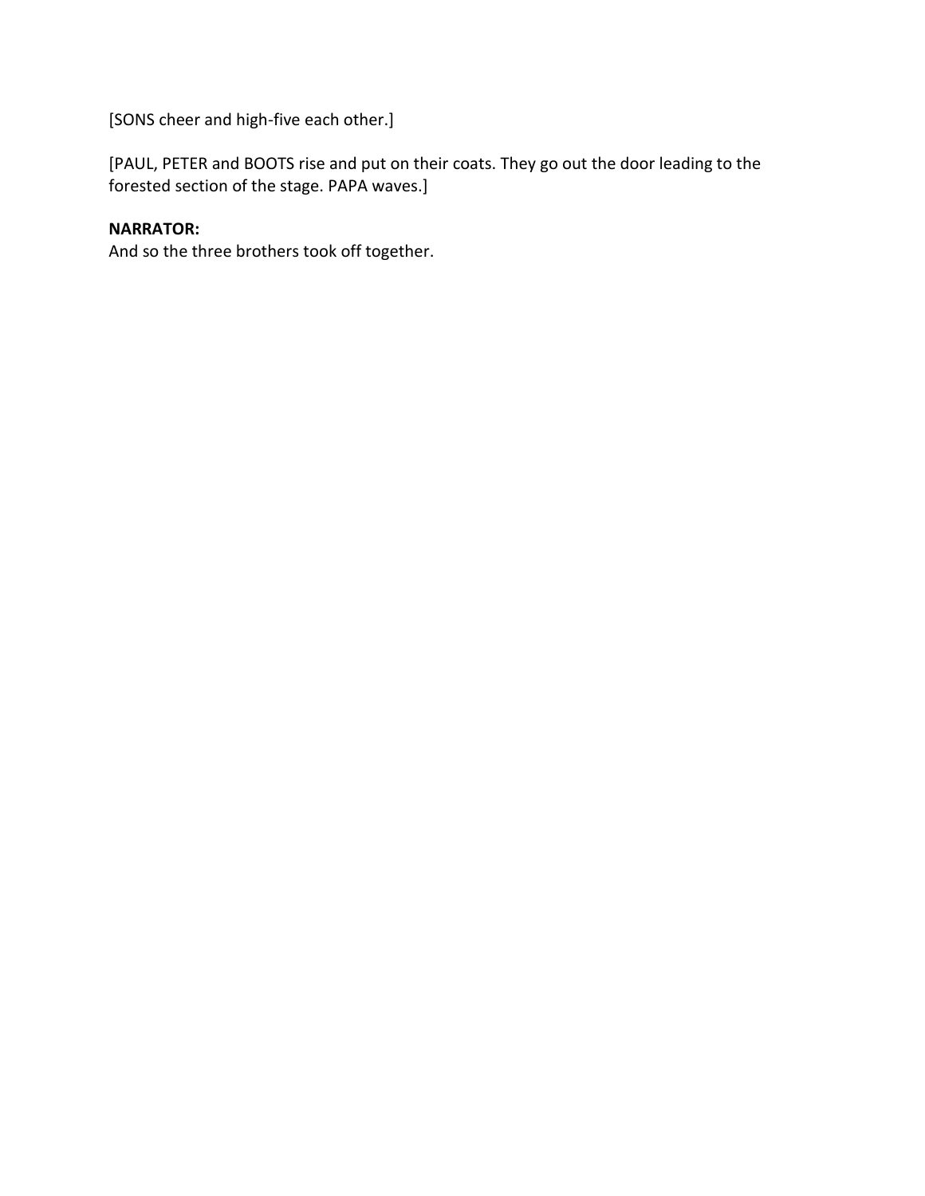[SONS cheer and high-five each other.]

[PAUL, PETER and BOOTS rise and put on their coats. They go out the door leading to the forested section of the stage. PAPA waves.]

**NARRATOR:**
And so the three brothers took off together.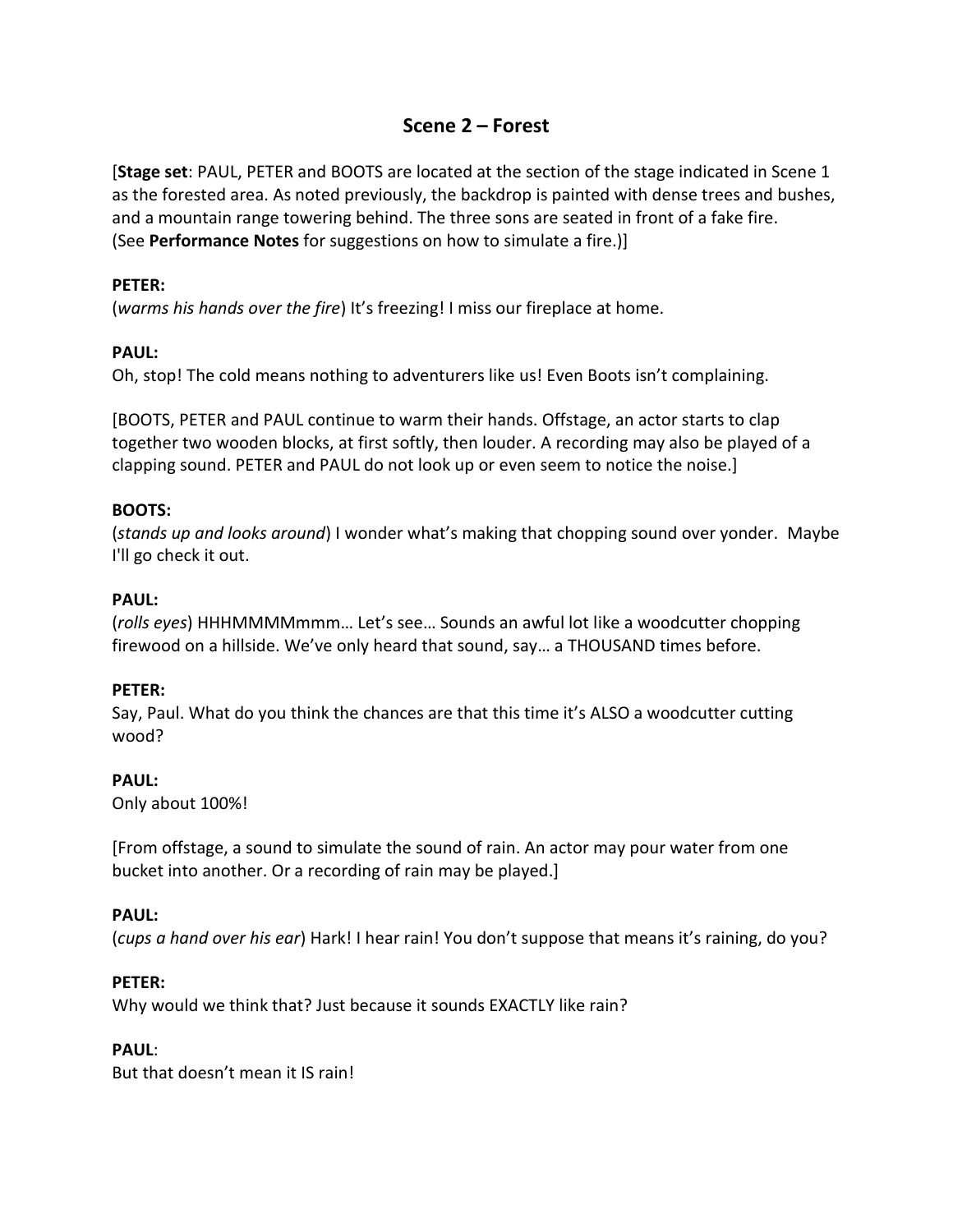## Scene 2 – Forest

[**Stage set**: PAUL, PETER and BOOTS are located at the section of the stage indicated in Scene 1 as the forested area. As noted previously, the backdrop is painted with dense trees and bushes, and a mountain range towering behind. The three sons are seated in front of a fake fire. (See **Performance Notes** for suggestions on how to simulate a fire.)]

**PETER:**
(*warms his hands over the fire*) It's freezing! I miss our fireplace at home.

**PAUL:**
Oh, stop! The cold means nothing to adventurers like us! Even Boots isn't complaining.

[BOOTS, PETER and PAUL continue to warm their hands. Offstage, an actor starts to clap together two wooden blocks, at first softly, then louder. A recording may also be played of a clapping sound. PETER and PAUL do not look up or even seem to notice the noise.]

**BOOTS:**
(*stands up and looks around*) I wonder what's making that chopping sound over yonder. Maybe I'll go check it out.

**PAUL:**
(*rolls eyes*) HHHMMMMmmm… Let's see… Sounds an awful lot like a woodcutter chopping firewood on a hillside. We've only heard that sound, say… a THOUSAND times before.

**PETER:**
Say, Paul. What do you think the chances are that this time it's ALSO a woodcutter cutting wood?

**PAUL:**
Only about 100%!

[From offstage, a sound to simulate the sound of rain. An actor may pour water from one bucket into another. Or a recording of rain may be played.]

**PAUL:**
(*cups a hand over his ear*) Hark! I hear rain! You don't suppose that means it's raining, do you?

**PETER:**
Why would we think that? Just because it sounds EXACTLY like rain?

**PAUL**:
But that doesn't mean it IS rain!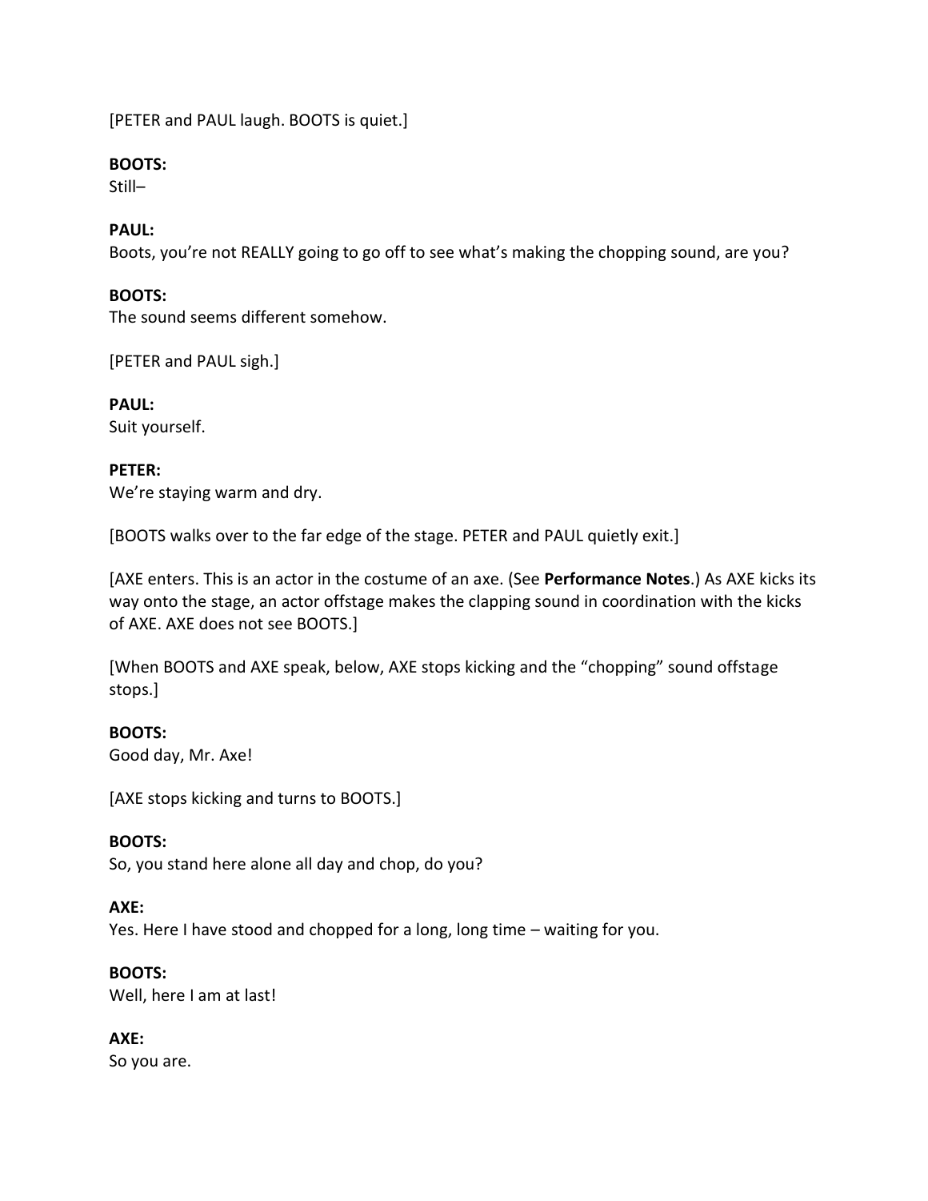[PETER and PAUL laugh. BOOTS is quiet.]

**BOOTS:**
Still–

**PAUL:**
Boots, you're not REALLY going to go off to see what's making the chopping sound, are you?

**BOOTS:**
The sound seems different somehow.

[PETER and PAUL sigh.]

**PAUL:**
Suit yourself.

**PETER:**
We're staying warm and dry.

[BOOTS walks over to the far edge of the stage. PETER and PAUL quietly exit.]

[AXE enters. This is an actor in the costume of an axe. (See **Performance Notes**.) As AXE kicks its way onto the stage, an actor offstage makes the clapping sound in coordination with the kicks of AXE. AXE does not see BOOTS.]

[When BOOTS and AXE speak, below, AXE stops kicking and the "chopping" sound offstage stops.]

**BOOTS:**
Good day, Mr. Axe!

[AXE stops kicking and turns to BOOTS.]

**BOOTS:**
So, you stand here alone all day and chop, do you?

**AXE:**
Yes. Here I have stood and chopped for a long, long time – waiting for you.

**BOOTS:**
Well, here I am at last!

**AXE:**
So you are.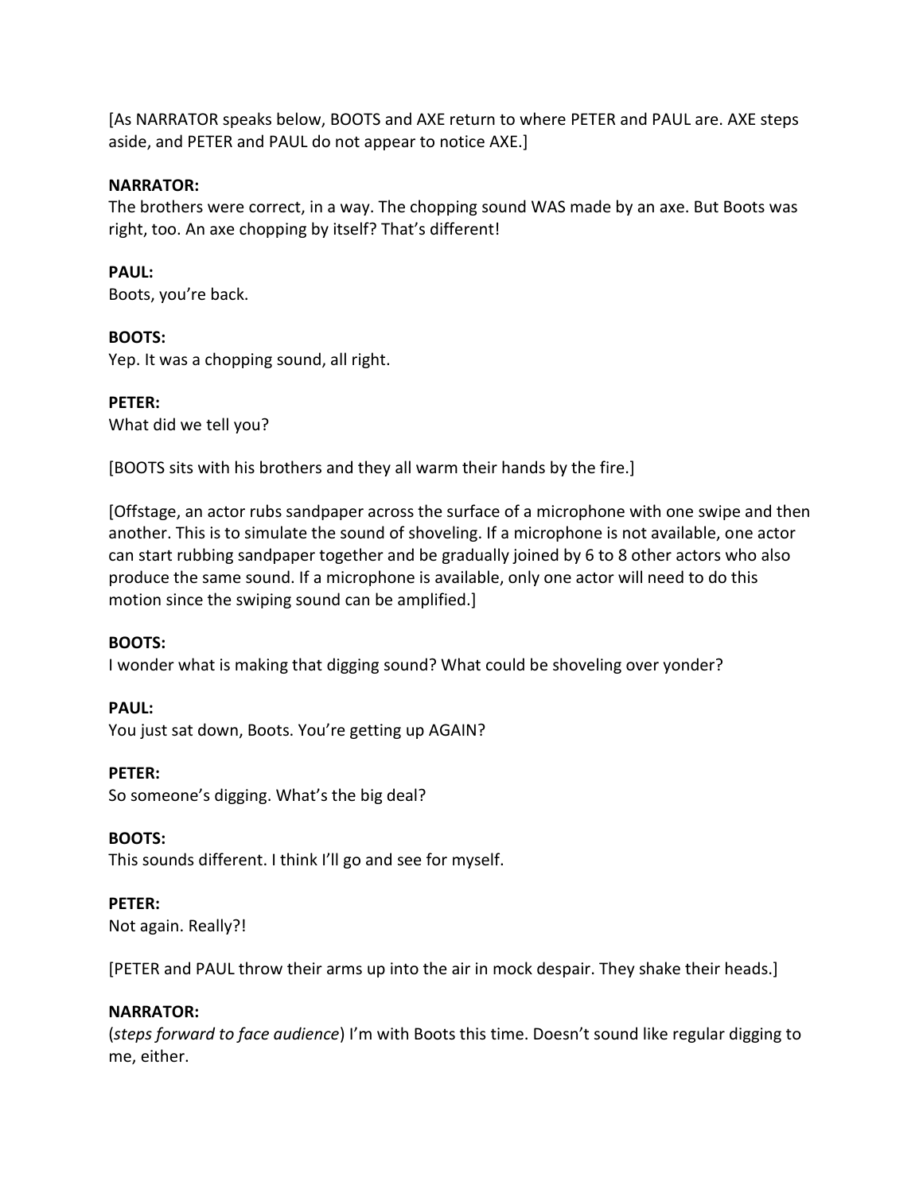[As NARRATOR speaks below, BOOTS and AXE return to where PETER and PAUL are. AXE steps aside, and PETER and PAUL do not appear to notice AXE.]

**NARRATOR:**
The brothers were correct, in a way. The chopping sound WAS made by an axe. But Boots was right, too. An axe chopping by itself? That's different!

**PAUL:**
Boots, you're back.

**BOOTS:**
Yep. It was a chopping sound, all right.

**PETER:**
What did we tell you?

[BOOTS sits with his brothers and they all warm their hands by the fire.]

[Offstage, an actor rubs sandpaper across the surface of a microphone with one swipe and then another. This is to simulate the sound of shoveling. If a microphone is not available, one actor can start rubbing sandpaper together and be gradually joined by 6 to 8 other actors who also produce the same sound. If a microphone is available, only one actor will need to do this motion since the swiping sound can be amplified.]

**BOOTS:**
I wonder what is making that digging sound? What could be shoveling over yonder?

**PAUL:**
You just sat down, Boots. You're getting up AGAIN?

**PETER:**
So someone's digging. What's the big deal?

**BOOTS:**
This sounds different. I think I'll go and see for myself.

**PETER:**
Not again. Really?!

[PETER and PAUL throw their arms up into the air in mock despair. They shake their heads.]

**NARRATOR:**
(*steps forward to face audience*) I'm with Boots this time. Doesn't sound like regular digging to me, either.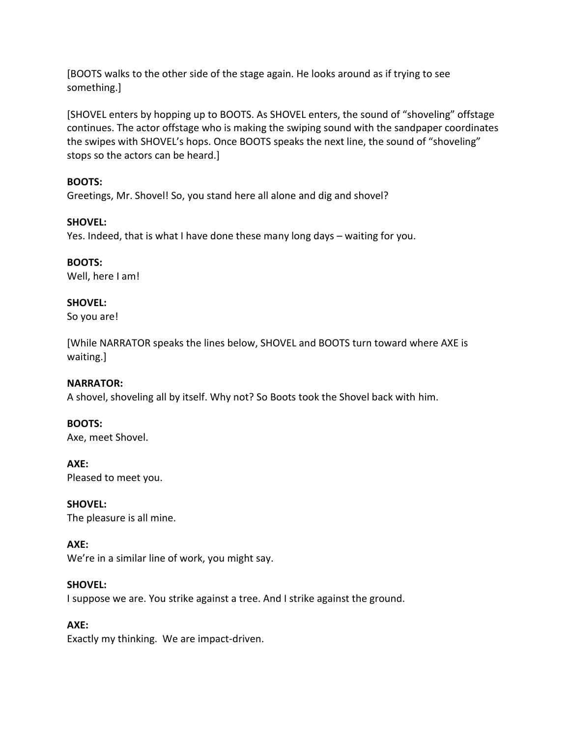[BOOTS walks to the other side of the stage again. He looks around as if trying to see something.]

[SHOVEL enters by hopping up to BOOTS. As SHOVEL enters, the sound of "shoveling" offstage continues. The actor offstage who is making the swiping sound with the sandpaper coordinates the swipes with SHOVEL's hops. Once BOOTS speaks the next line, the sound of "shoveling" stops so the actors can be heard.]

**BOOTS:**
Greetings, Mr. Shovel! So, you stand here all alone and dig and shovel?

**SHOVEL:**
Yes. Indeed, that is what I have done these many long days – waiting for you.

**BOOTS:**
Well, here I am!

**SHOVEL:**
So you are!

[While NARRATOR speaks the lines below, SHOVEL and BOOTS turn toward where AXE is waiting.]

**NARRATOR:**
A shovel, shoveling all by itself. Why not? So Boots took the Shovel back with him.

**BOOTS:**
Axe, meet Shovel.

**AXE:**
Pleased to meet you.

**SHOVEL:**
The pleasure is all mine.

**AXE:**
We're in a similar line of work, you might say.

**SHOVEL:**
I suppose we are. You strike against a tree. And I strike against the ground.

**AXE:**
Exactly my thinking. We are impact-driven.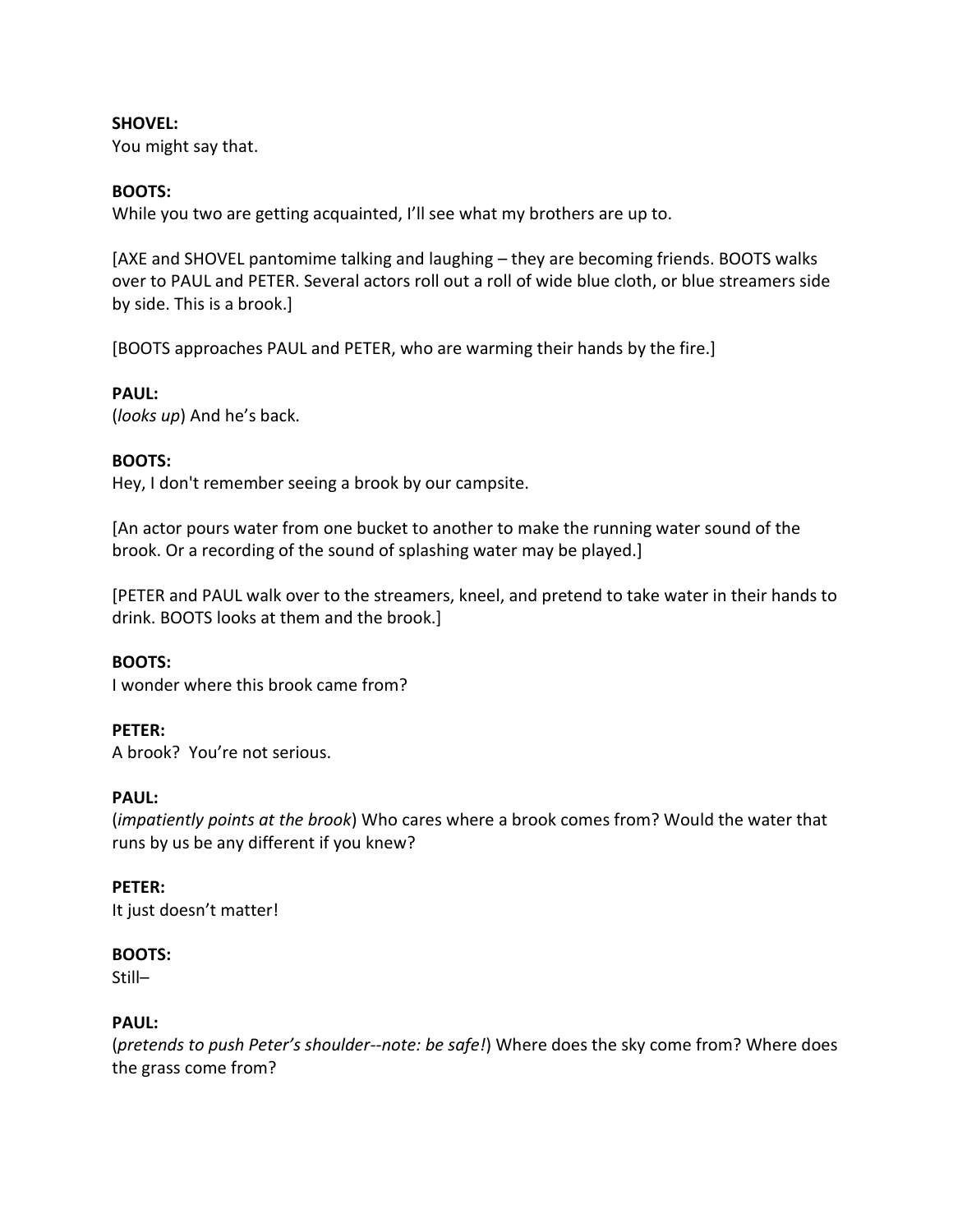**SHOVEL:**
You might say that.

**BOOTS:**
While you two are getting acquainted, I'll see what my brothers are up to.

[AXE and SHOVEL pantomime talking and laughing – they are becoming friends. BOOTS walks over to PAUL and PETER. Several actors roll out a roll of wide blue cloth, or blue streamers side by side. This is a brook.]

[BOOTS approaches PAUL and PETER, who are warming their hands by the fire.]

**PAUL:**
(*looks up*) And he's back.

**BOOTS:**
Hey, I don't remember seeing a brook by our campsite.

[An actor pours water from one bucket to another to make the running water sound of the brook. Or a recording of the sound of splashing water may be played.]

[PETER and PAUL walk over to the streamers, kneel, and pretend to take water in their hands to drink. BOOTS looks at them and the brook.]

**BOOTS:**
I wonder where this brook came from?

**PETER:**
A brook? You're not serious.

**PAUL:**
(*impatiently points at the brook*) Who cares where a brook comes from? Would the water that runs by us be any different if you knew?

**PETER:**
It just doesn't matter!

**BOOTS:**
Still–

**PAUL:**
(*pretends to push Peter's shoulder--note: be safe!*) Where does the sky come from? Where does the grass come from?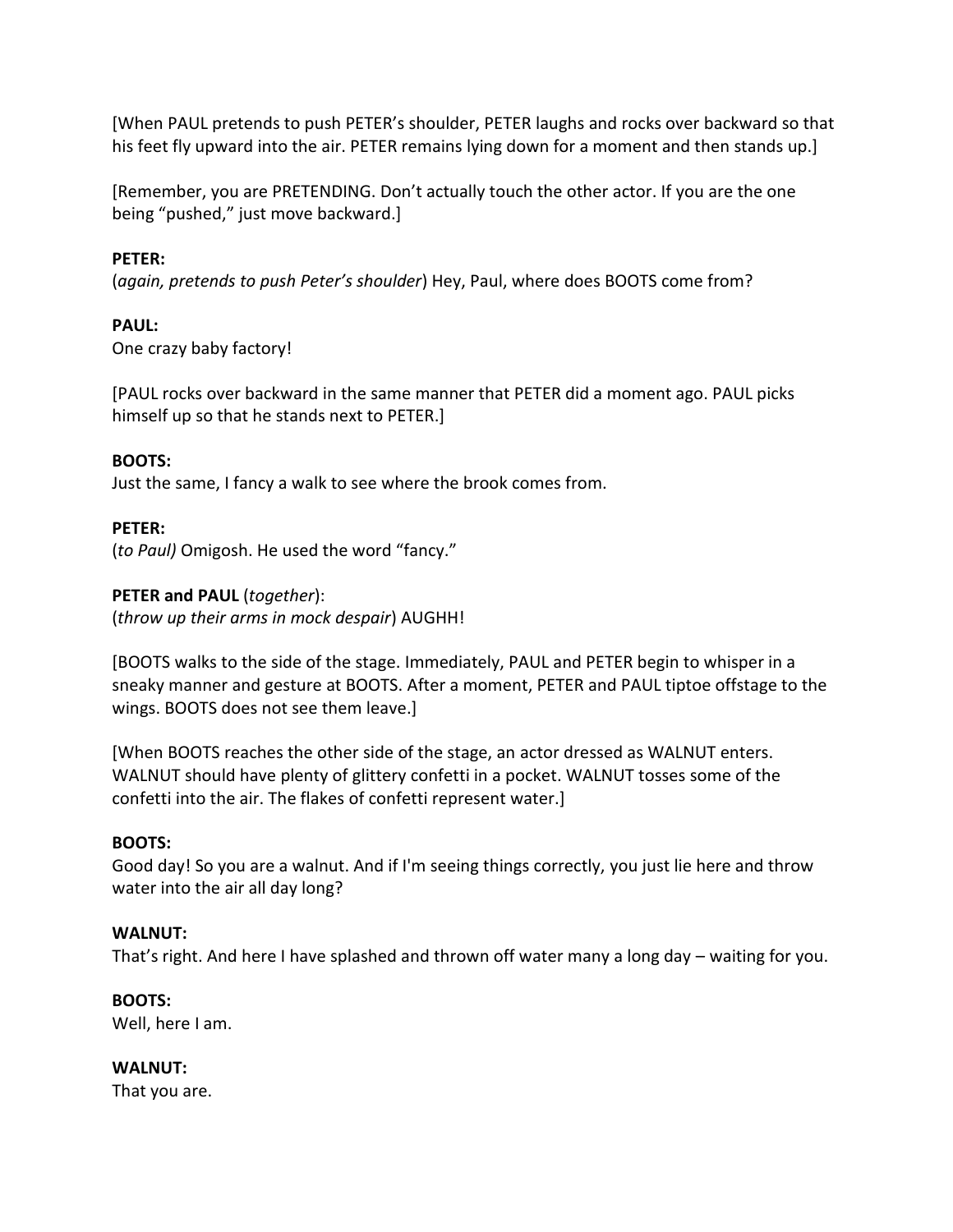[When PAUL pretends to push PETER's shoulder, PETER laughs and rocks over backward so that his feet fly upward into the air. PETER remains lying down for a moment and then stands up.]

[Remember, you are PRETENDING. Don't actually touch the other actor. If you are the one being "pushed," just move backward.]

**PETER:**
(*again, pretends to push Peter's shoulder*) Hey, Paul, where does BOOTS come from?

**PAUL:**
One crazy baby factory!

[PAUL rocks over backward in the same manner that PETER did a moment ago. PAUL picks himself up so that he stands next to PETER.]

**BOOTS:**
Just the same, I fancy a walk to see where the brook comes from.

**PETER:**
(*to Paul)* Omigosh. He used the word "fancy."

**PETER and PAUL** (*together*):
(*throw up their arms in mock despair*) AUGHH!

[BOOTS walks to the side of the stage. Immediately, PAUL and PETER begin to whisper in a sneaky manner and gesture at BOOTS. After a moment, PETER and PAUL tiptoe offstage to the wings. BOOTS does not see them leave.]

[When BOOTS reaches the other side of the stage, an actor dressed as WALNUT enters. WALNUT should have plenty of glittery confetti in a pocket. WALNUT tosses some of the confetti into the air. The flakes of confetti represent water.]

**BOOTS:**
Good day! So you are a walnut. And if I'm seeing things correctly, you just lie here and throw water into the air all day long?

**WALNUT:**
That's right. And here I have splashed and thrown off water many a long day – waiting for you.

**BOOTS:**
Well, here I am.

**WALNUT:**
That you are.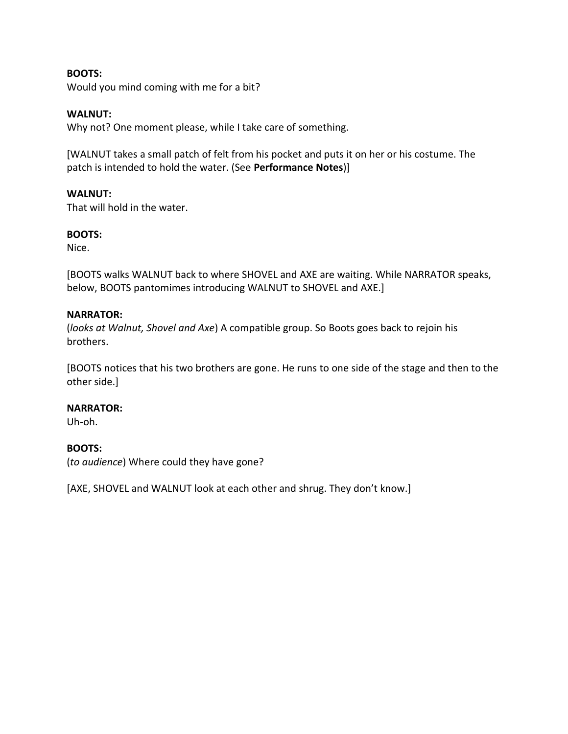**BOOTS:**
Would you mind coming with me for a bit?

**WALNUT:**
Why not? One moment please, while I take care of something.

[WALNUT takes a small patch of felt from his pocket and puts it on her or his costume. The patch is intended to hold the water. (See **Performance Notes**)]

**WALNUT:**
That will hold in the water.

**BOOTS:**
Nice.

[BOOTS walks WALNUT back to where SHOVEL and AXE are waiting. While NARRATOR speaks, below, BOOTS pantomimes introducing WALNUT to SHOVEL and AXE.]

**NARRATOR:**
(*looks at Walnut, Shovel and Axe*) A compatible group. So Boots goes back to rejoin his brothers.

[BOOTS notices that his two brothers are gone. He runs to one side of the stage and then to the other side.]

**NARRATOR:**
Uh-oh.

**BOOTS:**
(*to audience*) Where could they have gone?

[AXE, SHOVEL and WALNUT look at each other and shrug. They don't know.]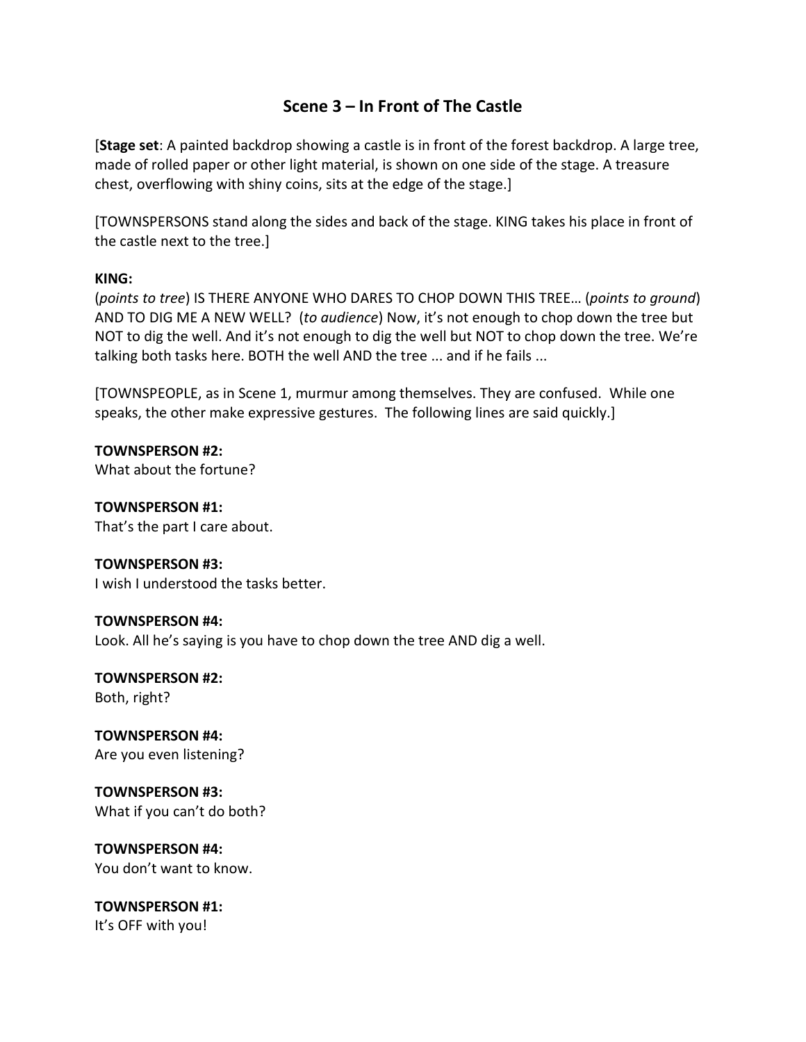## Scene 3 – In Front of The Castle

[**Stage set**: A painted backdrop showing a castle is in front of the forest backdrop. A large tree, made of rolled paper or other light material, is shown on one side of the stage. A treasure chest, overflowing with shiny coins, sits at the edge of the stage.]

[TOWNSPERSONS stand along the sides and back of the stage. KING takes his place in front of the castle next to the tree.]

**KING:**
(*points to tree*) IS THERE ANYONE WHO DARES TO CHOP DOWN THIS TREE… (*points to ground*) AND TO DIG ME A NEW WELL? (*to audience*) Now, it's not enough to chop down the tree but NOT to dig the well. And it's not enough to dig the well but NOT to chop down the tree. We're talking both tasks here. BOTH the well AND the tree ... and if he fails ...

[TOWNSPEOPLE, as in Scene 1, murmur among themselves. They are confused. While one speaks, the other make expressive gestures. The following lines are said quickly.]

**TOWNSPERSON #2:**
What about the fortune?

**TOWNSPERSON #1:**
That's the part I care about.

**TOWNSPERSON #3:**
I wish I understood the tasks better.

**TOWNSPERSON #4:**
Look. All he's saying is you have to chop down the tree AND dig a well.

**TOWNSPERSON #2:**
Both, right?

**TOWNSPERSON #4:**
Are you even listening?

**TOWNSPERSON #3:**
What if you can't do both?

**TOWNSPERSON #4:**
You don't want to know.

**TOWNSPERSON #1:**
It's OFF with you!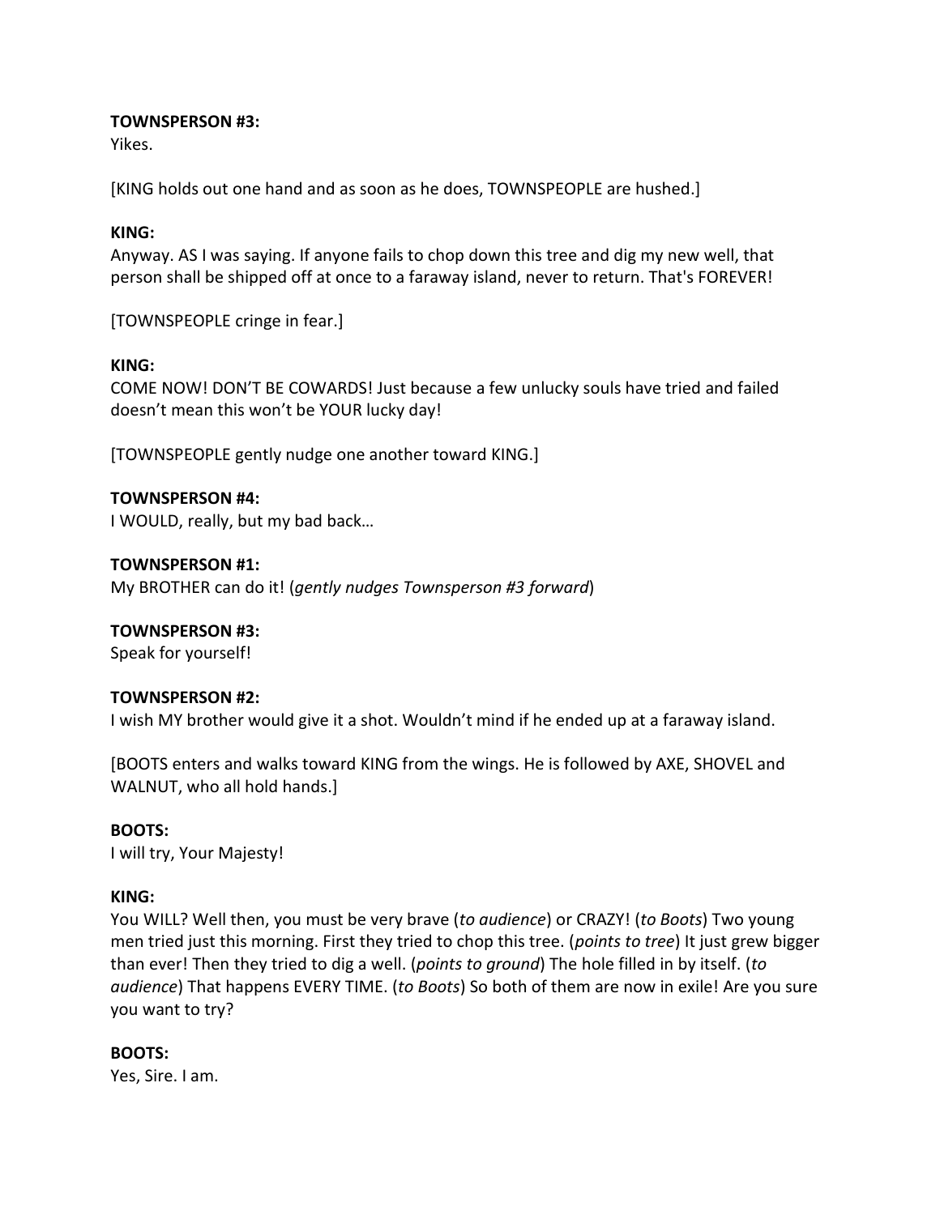**TOWNSPERSON #3:**
Yikes.

[KING holds out one hand and as soon as he does, TOWNSPEOPLE are hushed.]

**KING:**
Anyway. AS I was saying. If anyone fails to chop down this tree and dig my new well, that person shall be shipped off at once to a faraway island, never to return. That's FOREVER!

[TOWNSPEOPLE cringe in fear.]

**KING:**
COME NOW! DON'T BE COWARDS! Just because a few unlucky souls have tried and failed doesn't mean this won't be YOUR lucky day!

[TOWNSPEOPLE gently nudge one another toward KING.]

**TOWNSPERSON #4:**
I WOULD, really, but my bad back…

**TOWNSPERSON #1:**
My BROTHER can do it! (*gently nudges Townsperson #3 forward*)

**TOWNSPERSON #3:**
Speak for yourself!

**TOWNSPERSON #2:**
I wish MY brother would give it a shot. Wouldn't mind if he ended up at a faraway island.

[BOOTS enters and walks toward KING from the wings. He is followed by AXE, SHOVEL and WALNUT, who all hold hands.]

**BOOTS:**
I will try, Your Majesty!

**KING:**
You WILL? Well then, you must be very brave (*to audience*) or CRAZY! (*to Boots*) Two young men tried just this morning. First they tried to chop this tree. (*points to tree*) It just grew bigger than ever! Then they tried to dig a well. (*points to ground*) The hole filled in by itself. (*to audience*) That happens EVERY TIME. (*to Boots*) So both of them are now in exile! Are you sure you want to try?

**BOOTS:**
Yes, Sire. I am.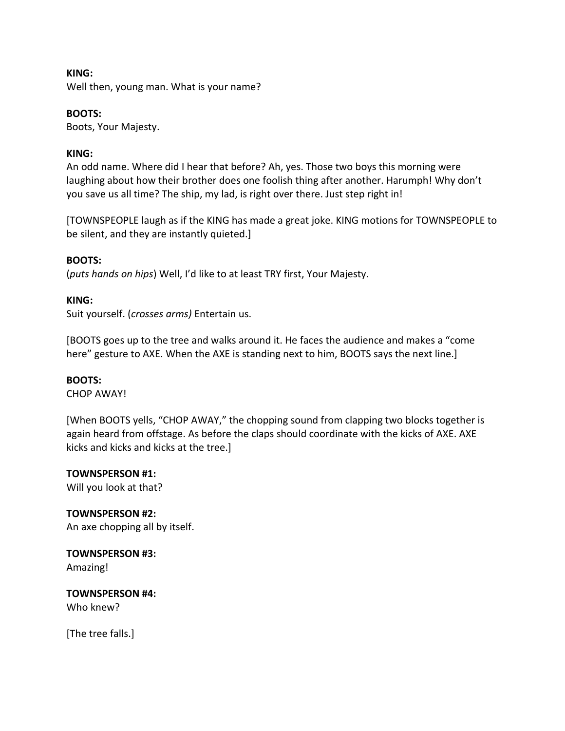**KING:**
Well then, young man. What is your name?

**BOOTS:**
Boots, Your Majesty.

**KING:**
An odd name. Where did I hear that before? Ah, yes. Those two boys this morning were laughing about how their brother does one foolish thing after another. Harumph! Why don't you save us all time? The ship, my lad, is right over there. Just step right in!

[TOWNSPEOPLE laugh as if the KING has made a great joke. KING motions for TOWNSPEOPLE to be silent, and they are instantly quieted.]

**BOOTS:**
(*puts hands on hips*) Well, I'd like to at least TRY first, Your Majesty.

**KING:**
Suit yourself. (*crosses arms)* Entertain us.

[BOOTS goes up to the tree and walks around it. He faces the audience and makes a "come here" gesture to AXE. When the AXE is standing next to him, BOOTS says the next line.]

**BOOTS:**
CHOP AWAY!

[When BOOTS yells, "CHOP AWAY," the chopping sound from clapping two blocks together is again heard from offstage. As before the claps should coordinate with the kicks of AXE. AXE kicks and kicks and kicks at the tree.]

**TOWNSPERSON #1:**
Will you look at that?

**TOWNSPERSON #2:**
An axe chopping all by itself.

**TOWNSPERSON #3:**
Amazing!

**TOWNSPERSON #4:**
Who knew?

[The tree falls.]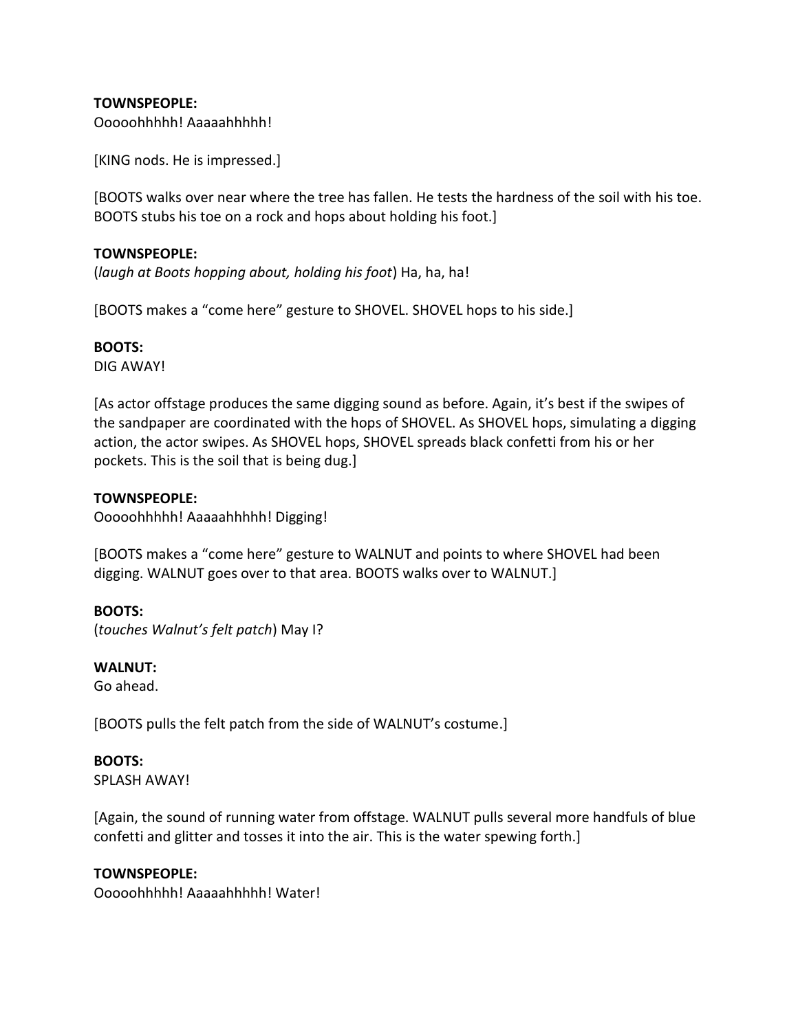**TOWNSPEOPLE:**
Ooooohhhhh! Aaaaahhhhh!

[KING nods. He is impressed.]

[BOOTS walks over near where the tree has fallen. He tests the hardness of the soil with his toe. BOOTS stubs his toe on a rock and hops about holding his foot.]

**TOWNSPEOPLE:**
(*laugh at Boots hopping about, holding his foot*) Ha, ha, ha!

[BOOTS makes a “come here” gesture to SHOVEL. SHOVEL hops to his side.]

**BOOTS:**
DIG AWAY!

[As actor offstage produces the same digging sound as before. Again, it’s best if the swipes of the sandpaper are coordinated with the hops of SHOVEL. As SHOVEL hops, simulating a digging action, the actor swipes. As SHOVEL hops, SHOVEL spreads black confetti from his or her pockets. This is the soil that is being dug.]

**TOWNSPEOPLE:**
Ooooohhhhh! Aaaaahhhhh! Digging!

[BOOTS makes a “come here” gesture to WALNUT and points to where SHOVEL had been digging. WALNUT goes over to that area. BOOTS walks over to WALNUT.]

**BOOTS:**
(*touches Walnut’s felt patch*) May I?

**WALNUT:**
Go ahead.

[BOOTS pulls the felt patch from the side of WALNUT’s costume.]

**BOOTS:**
SPLASH AWAY!

[Again, the sound of running water from offstage. WALNUT pulls several more handfuls of blue confetti and glitter and tosses it into the air. This is the water spewing forth.]

**TOWNSPEOPLE:**
Ooooohhhhh! Aaaaahhhhh! Water!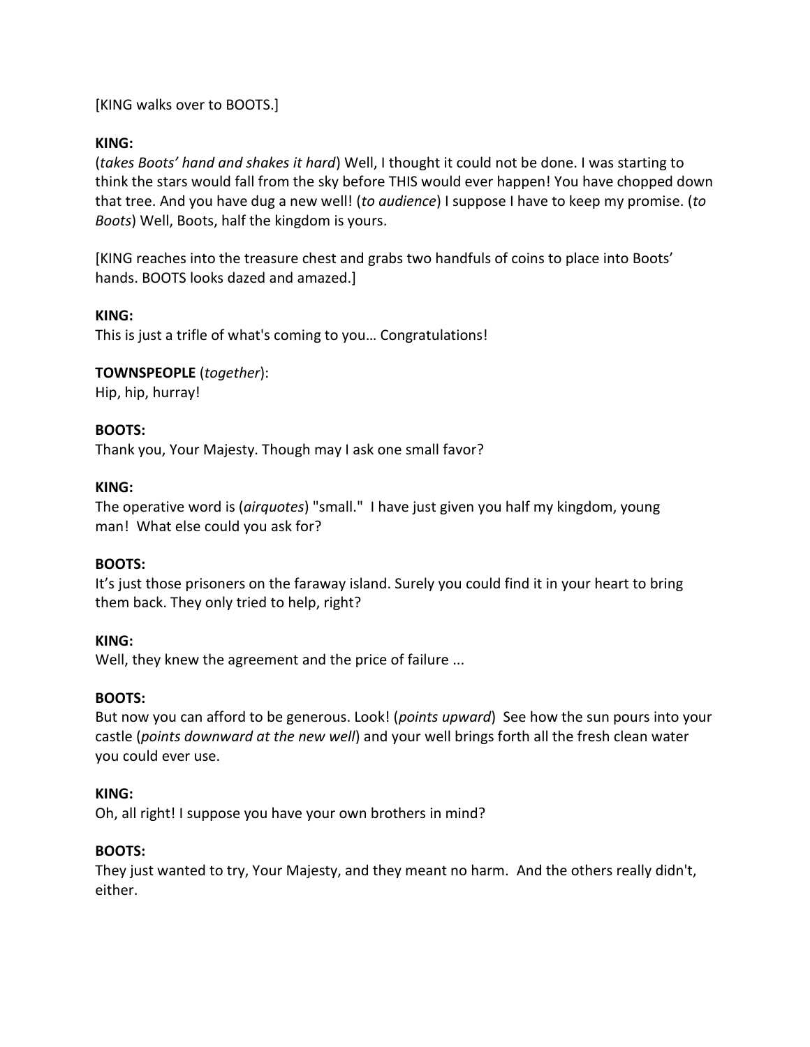[KING walks over to BOOTS.]

**KING:**
(*takes Boots' hand and shakes it hard*) Well, I thought it could not be done. I was starting to think the stars would fall from the sky before THIS would ever happen! You have chopped down that tree. And you have dug a new well! (*to audience*) I suppose I have to keep my promise. (*to Boots*) Well, Boots, half the kingdom is yours.

[KING reaches into the treasure chest and grabs two handfuls of coins to place into Boots' hands. BOOTS looks dazed and amazed.]

**KING:**
This is just a trifle of what's coming to you… Congratulations!

**TOWNSPEOPLE** (*together*):
Hip, hip, hurray!

**BOOTS:**
Thank you, Your Majesty. Though may I ask one small favor?

**KING:**
The operative word is (*airquotes*) "small." I have just given you half my kingdom, young man! What else could you ask for?

**BOOTS:**
It's just those prisoners on the faraway island. Surely you could find it in your heart to bring them back. They only tried to help, right?

**KING:**
Well, they knew the agreement and the price of failure ...

**BOOTS:**
But now you can afford to be generous. Look! (*points upward*) See how the sun pours into your castle (*points downward at the new well*) and your well brings forth all the fresh clean water you could ever use.

**KING:**
Oh, all right! I suppose you have your own brothers in mind?

**BOOTS:**
They just wanted to try, Your Majesty, and they meant no harm. And the others really didn't, either.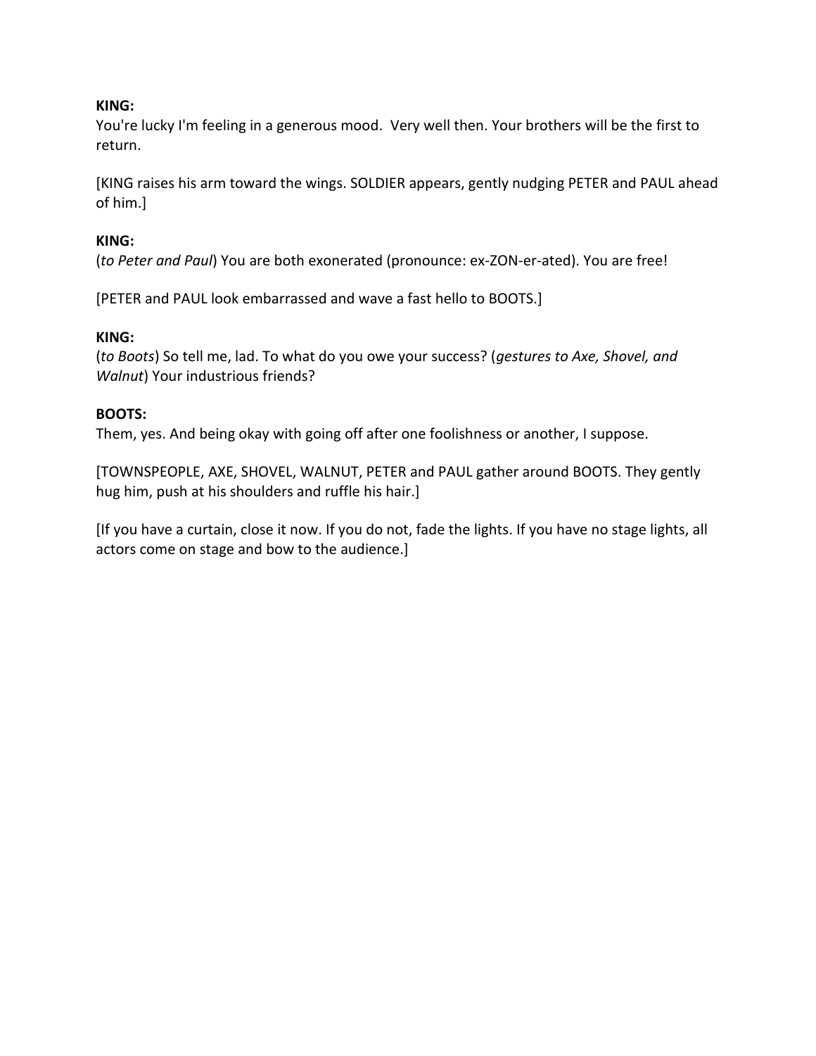**KING:**
You're lucky I'm feeling in a generous mood.  Very well then. Your brothers will be the first to return.

[KING raises his arm toward the wings. SOLDIER appears, gently nudging PETER and PAUL ahead of him.]

**KING:**
(*to Peter and Paul*) You are both exonerated (pronounce: ex-ZON-er-ated). You are free!

[PETER and PAUL look embarrassed and wave a fast hello to BOOTS.]

**KING:**
(*to Boots*) So tell me, lad. To what do you owe your success? (*gestures to Axe, Shovel, and Walnut*) Your industrious friends?

**BOOTS:**
Them, yes. And being okay with going off after one foolishness or another, I suppose.

[TOWNSPEOPLE, AXE, SHOVEL, WALNUT, PETER and PAUL gather around BOOTS. They gently hug him, push at his shoulders and ruffle his hair.]

[If you have a curtain, close it now. If you do not, fade the lights. If you have no stage lights, all actors come on stage and bow to the audience.]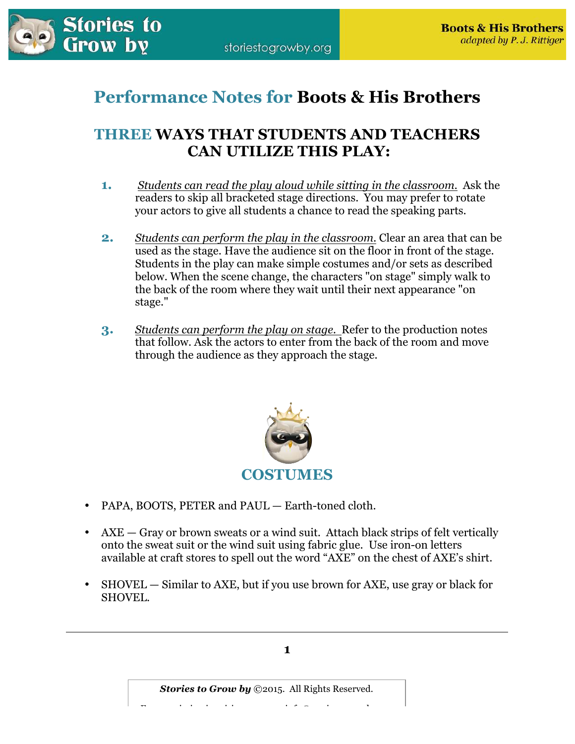# Performance Notes for Boots & His Brothers

## THREE WAYS THAT STUDENTS AND TEACHERS CAN UTILIZE THIS PLAY:

1. *Students can read the play aloud while sitting in the classroom.* Ask the readers to skip all bracketed stage directions. You may prefer to rotate your actors to give all students a chance to read the speaking parts.

2. *Students can perform the play in the classroom.* Clear an area that can be used as the stage. Have the audience sit on the floor in front of the stage. Students in the play can make simple costumes and/or sets as described below. When the scene change, the characters "on stage" simply walk to the back of the room where they wait until their next appearance "on stage."

3. *Students can perform the play on stage.* Refer to the production notes that follow. Ask the actors to enter from the back of the room and move through the audience as they approach the stage.

## COSTUMES

- PAPA, BOOTS, PETER and PAUL — Earth-toned cloth.

- AXE — Gray or brown sweats or a wind suit. Attach black strips of felt vertically onto the sweat suit or the wind suit using fabric glue. Use iron-on letters available at craft stores to spell out the word "AXE" on the chest of AXE's shirt.

- SHOVEL — Similar to AXE, but if you use brown for AXE, use gray or black for SHOVEL.

***Stories to Grow by*** ©2015. All Rights Reserved.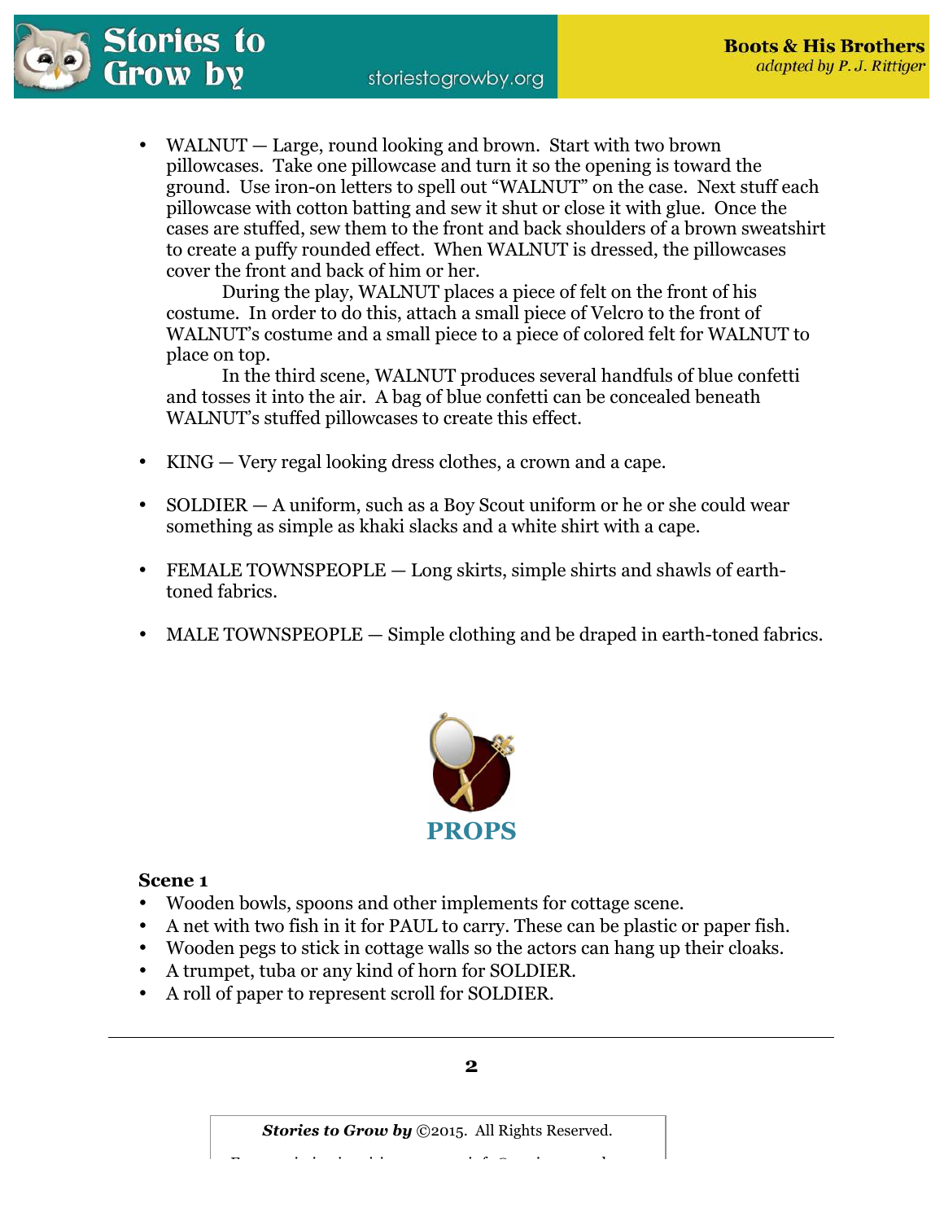- WALNUT — Large, round looking and brown. Start with two brown pillowcases. Take one pillowcase and turn it so the opening is toward the ground. Use iron-on letters to spell out "WALNUT" on the case. Next stuff each pillowcase with cotton batting and sew it shut or close it with glue. Once the cases are stuffed, sew them to the front and back shoulders of a brown sweatshirt to create a puffy rounded effect. When WALNUT is dressed, the pillowcases cover the front and back of him or her.

  During the play, WALNUT places a piece of felt on the front of his costume. In order to do this, attach a small piece of Velcro to the front of WALNUT's costume and a small piece to a piece of colored felt for WALNUT to place on top.

  In the third scene, WALNUT produces several handfuls of blue confetti and tosses it into the air. A bag of blue confetti can be concealed beneath WALNUT's stuffed pillowcases to create this effect.

- KING — Very regal looking dress clothes, a crown and a cape.

- SOLDIER — A uniform, such as a Boy Scout uniform or he or she could wear something as simple as khaki slacks and a white shirt with a cape.

- FEMALE TOWNSPEOPLE — Long skirts, simple shirts and shawls of earth-toned fabrics.

- MALE TOWNSPEOPLE — Simple clothing and be draped in earth-toned fabrics.

## PROPS

**Scene 1**

- Wooden bowls, spoons and other implements for cottage scene.
- A net with two fish in it for PAUL to carry. These can be plastic or paper fish.
- Wooden pegs to stick in cottage walls so the actors can hang up their cloaks.
- A trumpet, tuba or any kind of horn for SOLDIER.
- A roll of paper to represent scroll for SOLDIER.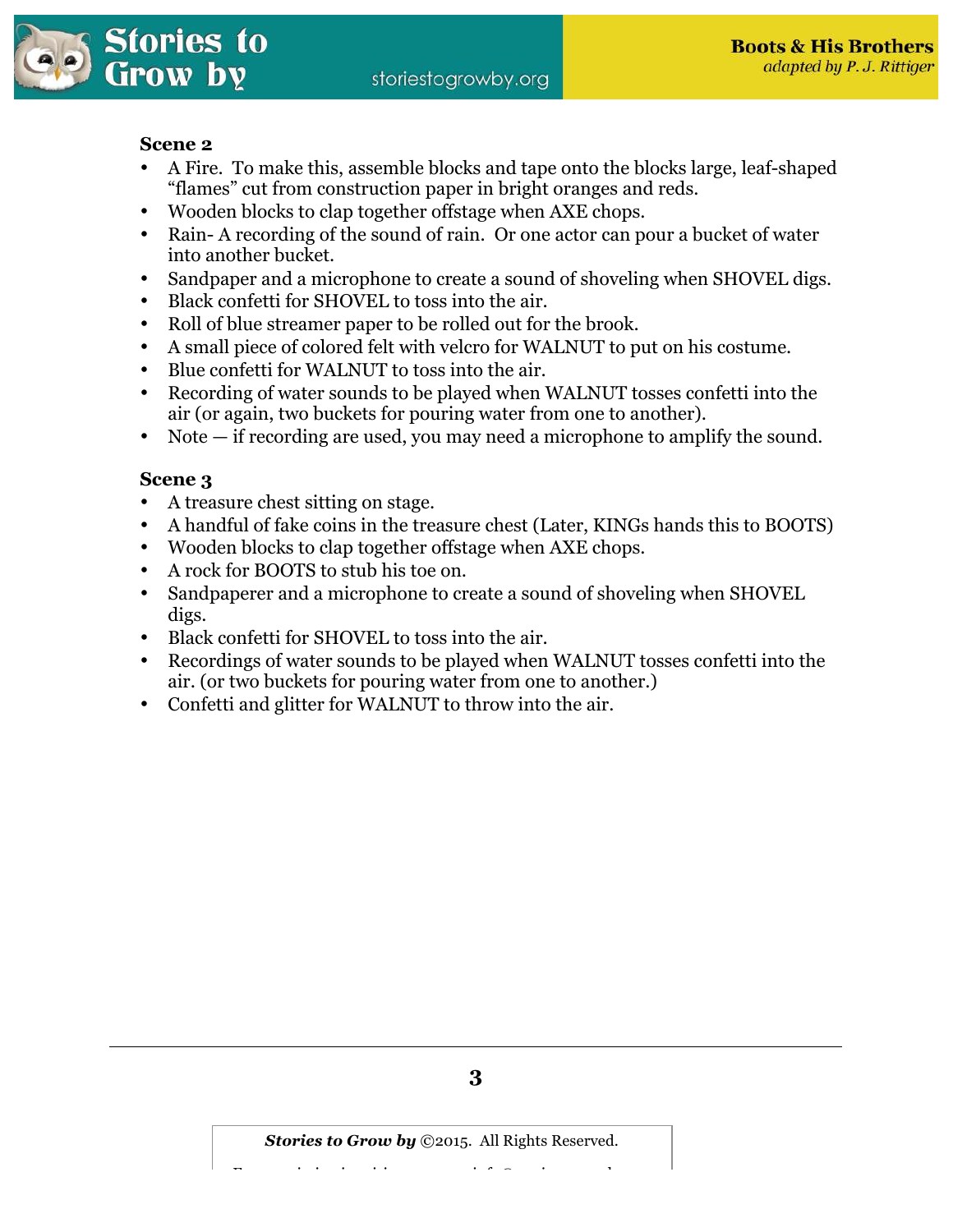**Scene 2**

- A Fire. To make this, assemble blocks and tape onto the blocks large, leaf-shaped "flames" cut from construction paper in bright oranges and reds.
- Wooden blocks to clap together offstage when AXE chops.
- Rain- A recording of the sound of rain. Or one actor can pour a bucket of water into another bucket.
- Sandpaper and a microphone to create a sound of shoveling when SHOVEL digs.
- Black confetti for SHOVEL to toss into the air.
- Roll of blue streamer paper to be rolled out for the brook.
- A small piece of colored felt with velcro for WALNUT to put on his costume.
- Blue confetti for WALNUT to toss into the air.
- Recording of water sounds to be played when WALNUT tosses confetti into the air (or again, two buckets for pouring water from one to another).
- Note — if recording are used, you may need a microphone to amplify the sound.

**Scene 3**

- A treasure chest sitting on stage.
- A handful of fake coins in the treasure chest (Later, KINGs hands this to BOOTS)
- Wooden blocks to clap together offstage when AXE chops.
- A rock for BOOTS to stub his toe on.
- Sandpaperer and a microphone to create a sound of shoveling when SHOVEL digs.
- Black confetti for SHOVEL to toss into the air.
- Recordings of water sounds to be played when WALNUT tosses confetti into the air. (or two buckets for pouring water from one to another.)
- Confetti and glitter for WALNUT to throw into the air.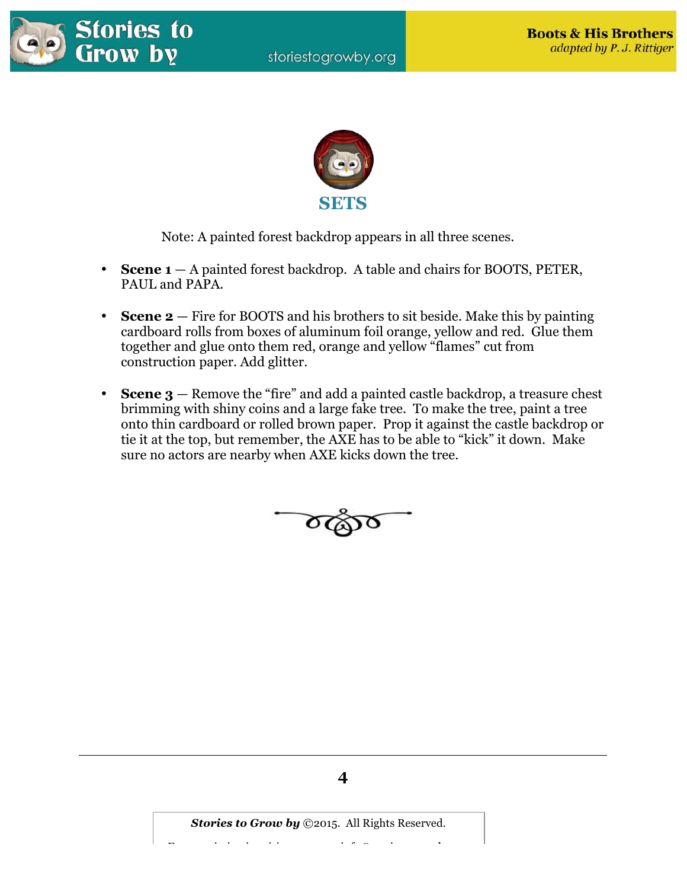## SETS

Note: A painted forest backdrop appears in all three scenes.

- **Scene 1** — A painted forest backdrop. A table and chairs for BOOTS, PETER, PAUL and PAPA.
- **Scene 2** — Fire for BOOTS and his brothers to sit beside. Make this by painting cardboard rolls from boxes of aluminum foil orange, yellow and red. Glue them together and glue onto them red, orange and yellow "flames" cut from construction paper. Add glitter.
- **Scene 3** — Remove the "fire" and add a painted castle backdrop, a treasure chest brimming with shiny coins and a large fake tree. To make the tree, paint a tree onto thin cardboard or rolled brown paper. Prop it against the castle backdrop or tie it at the top, but remember, the AXE has to be able to "kick" it down. Make sure no actors are nearby when AXE kicks down the tree.